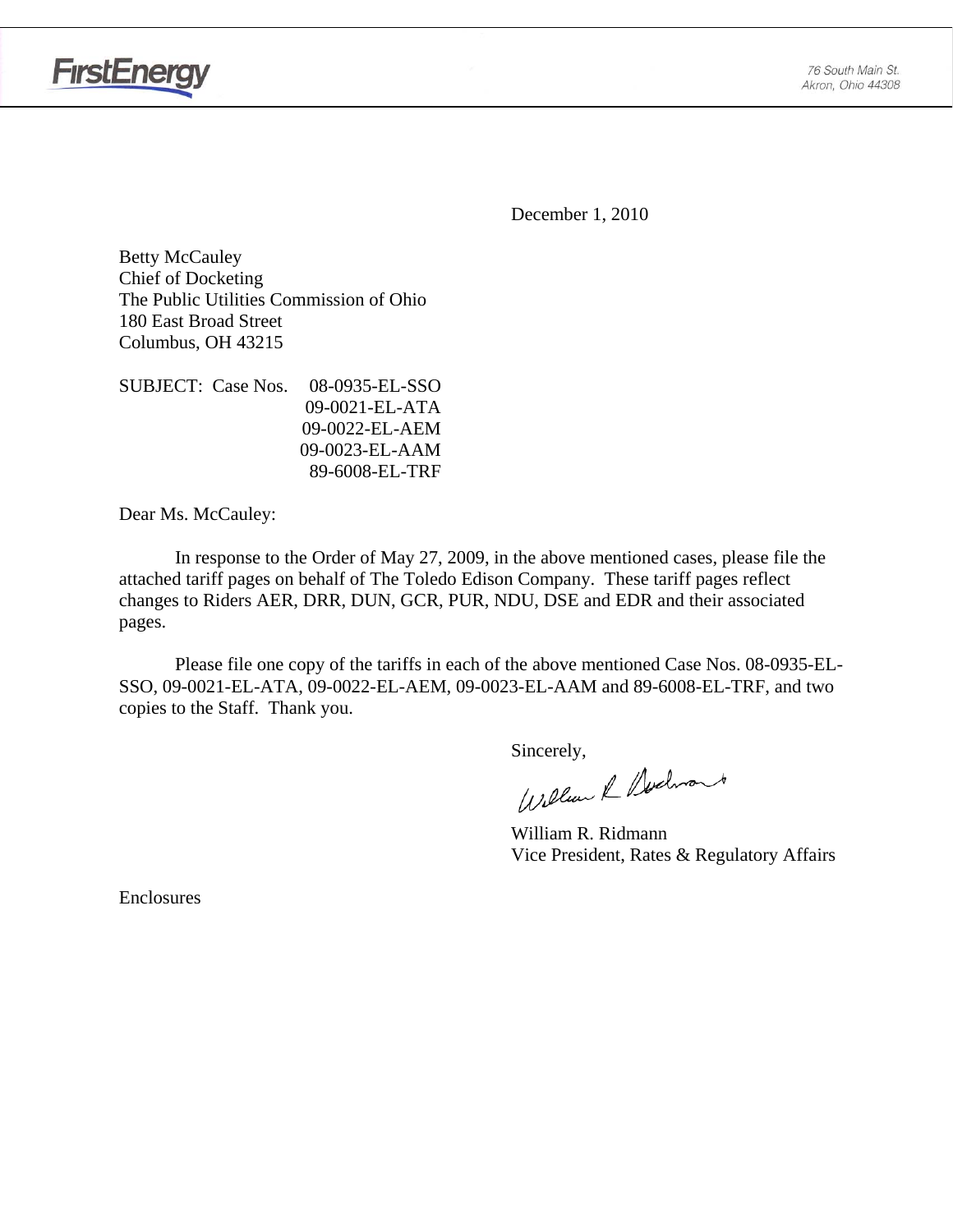FirstEnergy

76 South Main St.
Akron, Ohio 44308

December 1, 2010

Betty McCauley
Chief of Docketing
The Public Utilities Commission of Ohio
180 East Broad Street
Columbus, OH 43215

SUBJECT: Case Nos. 08-0935-EL-SSO
09-0021-EL-ATA
09-0022-EL-AEM
09-0023-EL-AAM
89-6008-EL-TRF

Dear Ms. McCauley:

In response to the Order of May 27, 2009, in the above mentioned cases, please file the attached tariff pages on behalf of The Toledo Edison Company. These tariff pages reflect changes to Riders AER, DRR, DUN, GCR, PUR, NDU, DSE and EDR and their associated pages.

Please file one copy of the tariffs in each of the above mentioned Case Nos. 08-0935-EL-SSO, 09-0021-EL-ATA, 09-0022-EL-AEM, 09-0023-EL-AAM and 89-6008-EL-TRF, and two copies to the Staff. Thank you.

Sincerely,

William R. Ridmann
Vice President, Rates & Regulatory Affairs

Enclosures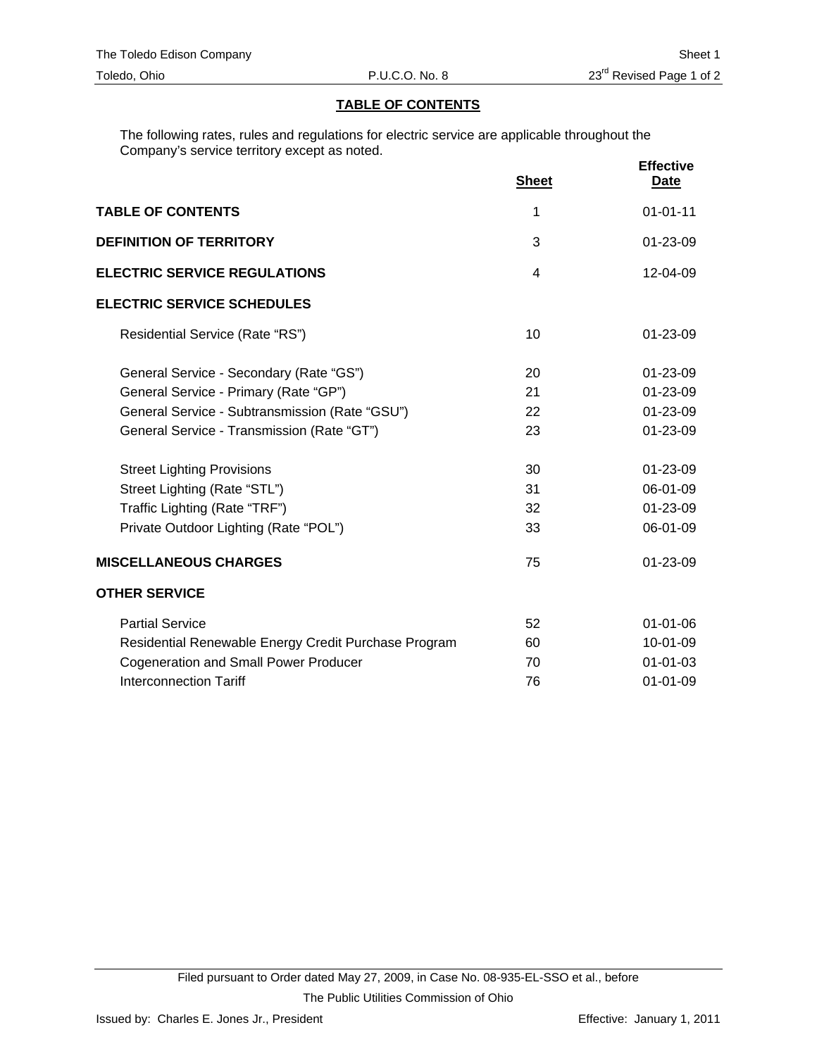# TABLE OF CONTENTS

The following rates, rules and regulations for electric service are applicable throughout the Company's service territory except as noted.

| | Sheet | Effective Date |
|---|---|---|
| **TABLE OF CONTENTS** | 1 | 01-01-11 |
| **DEFINITION OF TERRITORY** | 3 | 01-23-09 |
| **ELECTRIC SERVICE REGULATIONS** | 4 | 12-04-09 |
| **ELECTRIC SERVICE SCHEDULES** | | |
| Residential Service (Rate "RS") | 10 | 01-23-09 |
| General Service - Secondary (Rate "GS") | 20 | 01-23-09 |
| General Service - Primary (Rate "GP") | 21 | 01-23-09 |
| General Service - Subtransmission (Rate "GSU") | 22 | 01-23-09 |
| General Service - Transmission (Rate "GT") | 23 | 01-23-09 |
| Street Lighting Provisions | 30 | 01-23-09 |
| Street Lighting (Rate "STL") | 31 | 06-01-09 |
| Traffic Lighting (Rate "TRF") | 32 | 01-23-09 |
| Private Outdoor Lighting (Rate "POL") | 33 | 06-01-09 |
| **MISCELLANEOUS CHARGES** | 75 | 01-23-09 |
| **OTHER SERVICE** | | |
| Partial Service | 52 | 01-01-06 |
| Residential Renewable Energy Credit Purchase Program | 60 | 10-01-09 |
| Cogeneration and Small Power Producer | 70 | 01-01-03 |
| Interconnection Tariff | 76 | 01-01-09 |

Filed pursuant to Order dated May 27, 2009, in Case No. 08-935-EL-SSO et al., before The Public Utilities Commission of Ohio

Issued by: Charles E. Jones Jr., President

Effective: January 1, 2011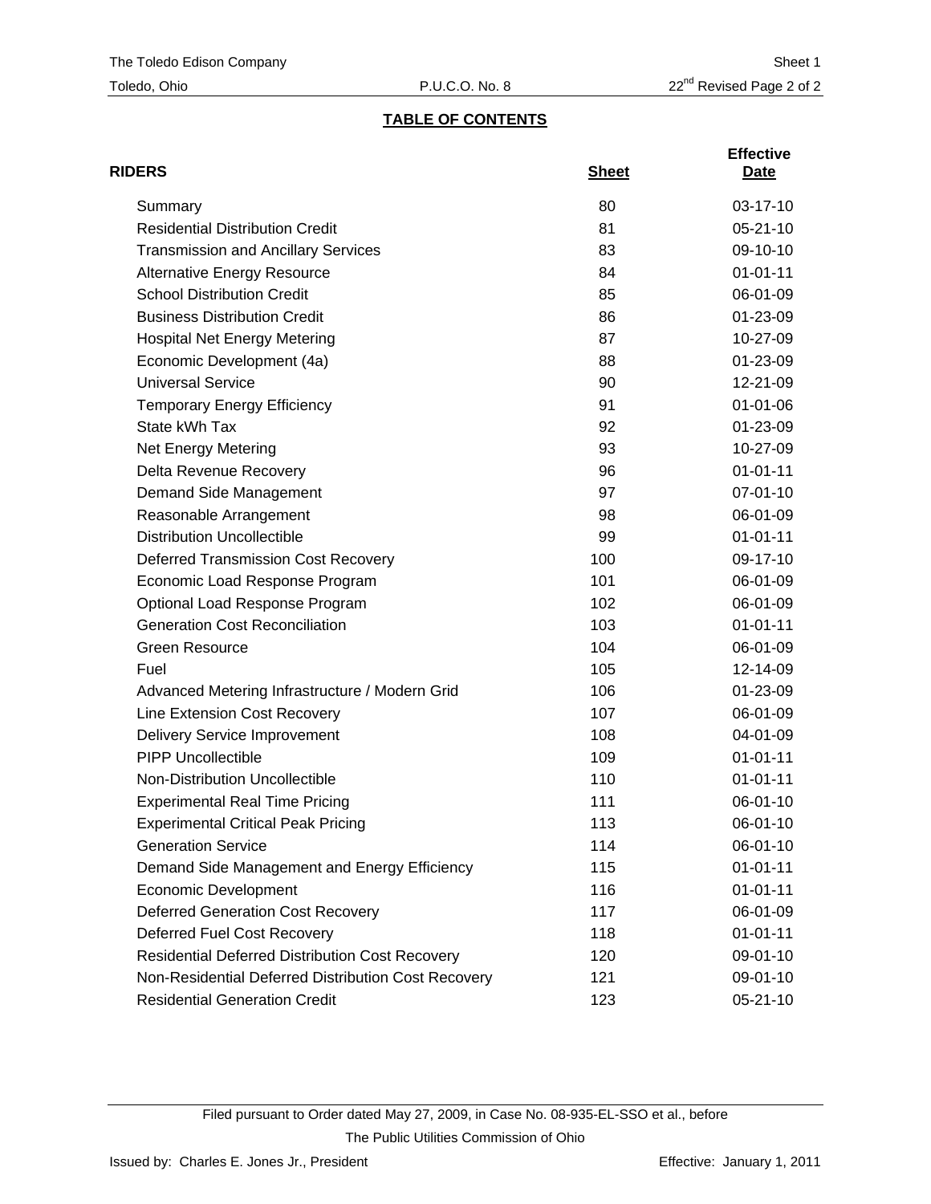## TABLE OF CONTENTS

| RIDERS | Sheet | Effective Date |
|---|---|---|
| Summary | 80 | 03-17-10 |
| Residential Distribution Credit | 81 | 05-21-10 |
| Transmission and Ancillary Services | 83 | 09-10-10 |
| Alternative Energy Resource | 84 | 01-01-11 |
| School Distribution Credit | 85 | 06-01-09 |
| Business Distribution Credit | 86 | 01-23-09 |
| Hospital Net Energy Metering | 87 | 10-27-09 |
| Economic Development (4a) | 88 | 01-23-09 |
| Universal Service | 90 | 12-21-09 |
| Temporary Energy Efficiency | 91 | 01-01-06 |
| State kWh Tax | 92 | 01-23-09 |
| Net Energy Metering | 93 | 10-27-09 |
| Delta Revenue Recovery | 96 | 01-01-11 |
| Demand Side Management | 97 | 07-01-10 |
| Reasonable Arrangement | 98 | 06-01-09 |
| Distribution Uncollectible | 99 | 01-01-11 |
| Deferred Transmission Cost Recovery | 100 | 09-17-10 |
| Economic Load Response Program | 101 | 06-01-09 |
| Optional Load Response Program | 102 | 06-01-09 |
| Generation Cost Reconciliation | 103 | 01-01-11 |
| Green Resource | 104 | 06-01-09 |
| Fuel | 105 | 12-14-09 |
| Advanced Metering Infrastructure / Modern Grid | 106 | 01-23-09 |
| Line Extension Cost Recovery | 107 | 06-01-09 |
| Delivery Service Improvement | 108 | 04-01-09 |
| PIPP Uncollectible | 109 | 01-01-11 |
| Non-Distribution Uncollectible | 110 | 01-01-11 |
| Experimental Real Time Pricing | 111 | 06-01-10 |
| Experimental Critical Peak Pricing | 113 | 06-01-10 |
| Generation Service | 114 | 06-01-10 |
| Demand Side Management and Energy Efficiency | 115 | 01-01-11 |
| Economic Development | 116 | 01-01-11 |
| Deferred Generation Cost Recovery | 117 | 06-01-09 |
| Deferred Fuel Cost Recovery | 118 | 01-01-11 |
| Residential Deferred Distribution Cost Recovery | 120 | 09-01-10 |
| Non-Residential Deferred Distribution Cost Recovery | 121 | 09-01-10 |
| Residential Generation Credit | 123 | 05-21-10 |

Filed pursuant to Order dated May 27, 2009, in Case No. 08-935-EL-SSO et al., before The Public Utilities Commission of Ohio

Issued by: Charles E. Jones Jr., President

Effective: January 1, 2011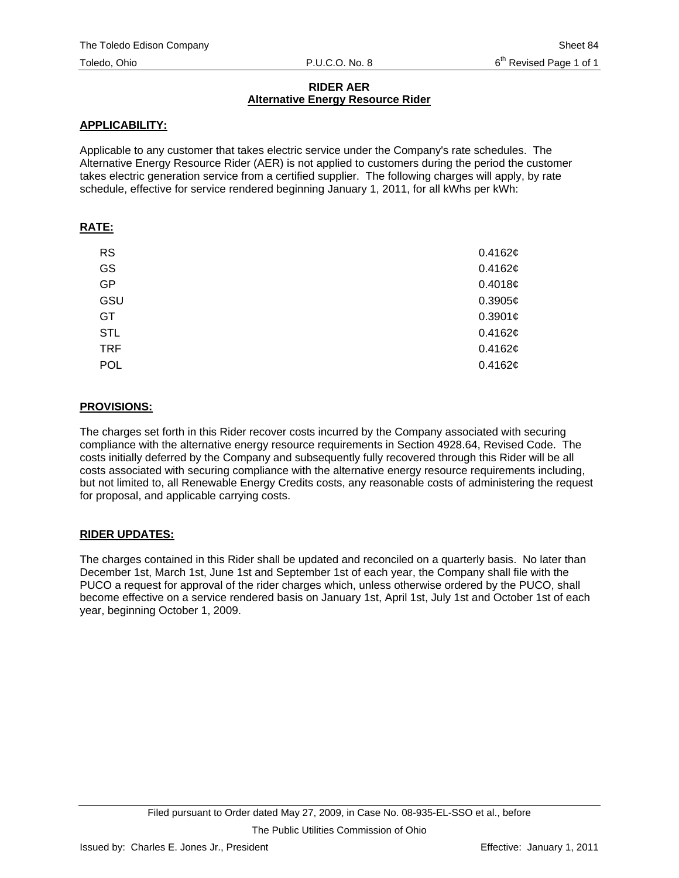## RIDER AER
## Alternative Energy Resource Rider

**APPLICABILITY:**

Applicable to any customer that takes electric service under the Company's rate schedules. The Alternative Energy Resource Rider (AER) is not applied to customers during the period the customer takes electric generation service from a certified supplier. The following charges will apply, by rate schedule, effective for service rendered beginning January 1, 2011, for all kWhs per kWh:

**RATE:**

| | |
|---|---|
| RS | 0.4162¢ |
| GS | 0.4162¢ |
| GP | 0.4018¢ |
| GSU | 0.3905¢ |
| GT | 0.3901¢ |
| STL | 0.4162¢ |
| TRF | 0.4162¢ |
| POL | 0.4162¢ |

**PROVISIONS:**

The charges set forth in this Rider recover costs incurred by the Company associated with securing compliance with the alternative energy resource requirements in Section 4928.64, Revised Code. The costs initially deferred by the Company and subsequently fully recovered through this Rider will be all costs associated with securing compliance with the alternative energy resource requirements including, but not limited to, all Renewable Energy Credits costs, any reasonable costs of administering the request for proposal, and applicable carrying costs.

**RIDER UPDATES:**

The charges contained in this Rider shall be updated and reconciled on a quarterly basis. No later than December 1st, March 1st, June 1st and September 1st of each year, the Company shall file with the PUCO a request for approval of the rider charges which, unless otherwise ordered by the PUCO, shall become effective on a service rendered basis on January 1st, April 1st, July 1st and October 1st of each year, beginning October 1, 2009.

Filed pursuant to Order dated May 27, 2009, in Case No. 08-935-EL-SSO et al., before The Public Utilities Commission of Ohio

Issued by: Charles E. Jones Jr., President

Effective: January 1, 2011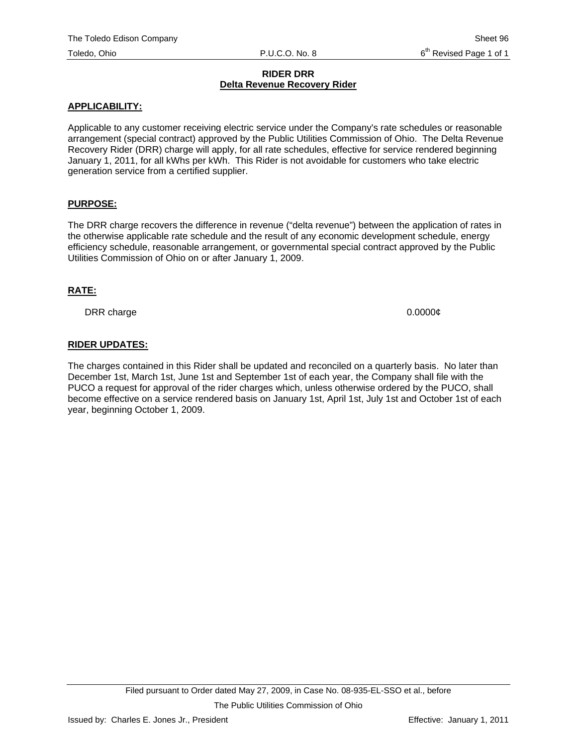# RIDER DRR

## Delta Revenue Recovery Rider

**APPLICABILITY:**

Applicable to any customer receiving electric service under the Company's rate schedules or reasonable arrangement (special contract) approved by the Public Utilities Commission of Ohio. The Delta Revenue Recovery Rider (DRR) charge will apply, for all rate schedules, effective for service rendered beginning January 1, 2011, for all kWhs per kWh. This Rider is not avoidable for customers who take electric generation service from a certified supplier.

**PURPOSE:**

The DRR charge recovers the difference in revenue ("delta revenue") between the application of rates in the otherwise applicable rate schedule and the result of any economic development schedule, energy efficiency schedule, reasonable arrangement, or governmental special contract approved by the Public Utilities Commission of Ohio on or after January 1, 2009.

**RATE:**

| | |
|---|---|
| DRR charge | 0.0000¢ |

**RIDER UPDATES:**

The charges contained in this Rider shall be updated and reconciled on a quarterly basis. No later than December 1st, March 1st, June 1st and September 1st of each year, the Company shall file with the PUCO a request for approval of the rider charges which, unless otherwise ordered by the PUCO, shall become effective on a service rendered basis on January 1st, April 1st, July 1st and October 1st of each year, beginning October 1, 2009.

Filed pursuant to Order dated May 27, 2009, in Case No. 08-935-EL-SSO et al., before

The Public Utilities Commission of Ohio

Issued by: Charles E. Jones Jr., President

Effective: January 1, 2011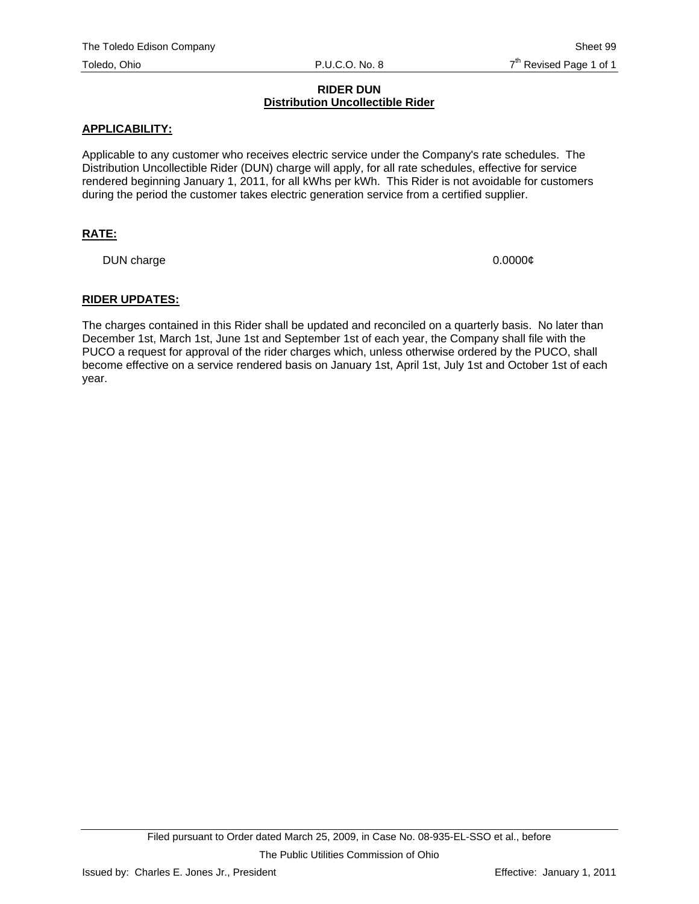## RIDER DUN
## Distribution Uncollectible Rider

**APPLICABILITY:**

Applicable to any customer who receives electric service under the Company's rate schedules. The Distribution Uncollectible Rider (DUN) charge will apply, for all rate schedules, effective for service rendered beginning January 1, 2011, for all kWhs per kWh. This Rider is not avoidable for customers during the period the customer takes electric generation service from a certified supplier.

**RATE:**

| | |
|---|---|
| DUN charge | 0.0000¢ |

**RIDER UPDATES:**

The charges contained in this Rider shall be updated and reconciled on a quarterly basis. No later than December 1st, March 1st, June 1st and September 1st of each year, the Company shall file with the PUCO a request for approval of the rider charges which, unless otherwise ordered by the PUCO, shall become effective on a service rendered basis on January 1st, April 1st, July 1st and October 1st of each year.

Filed pursuant to Order dated March 25, 2009, in Case No. 08-935-EL-SSO et al., before The Public Utilities Commission of Ohio

Issued by: Charles E. Jones Jr., President

Effective: January 1, 2011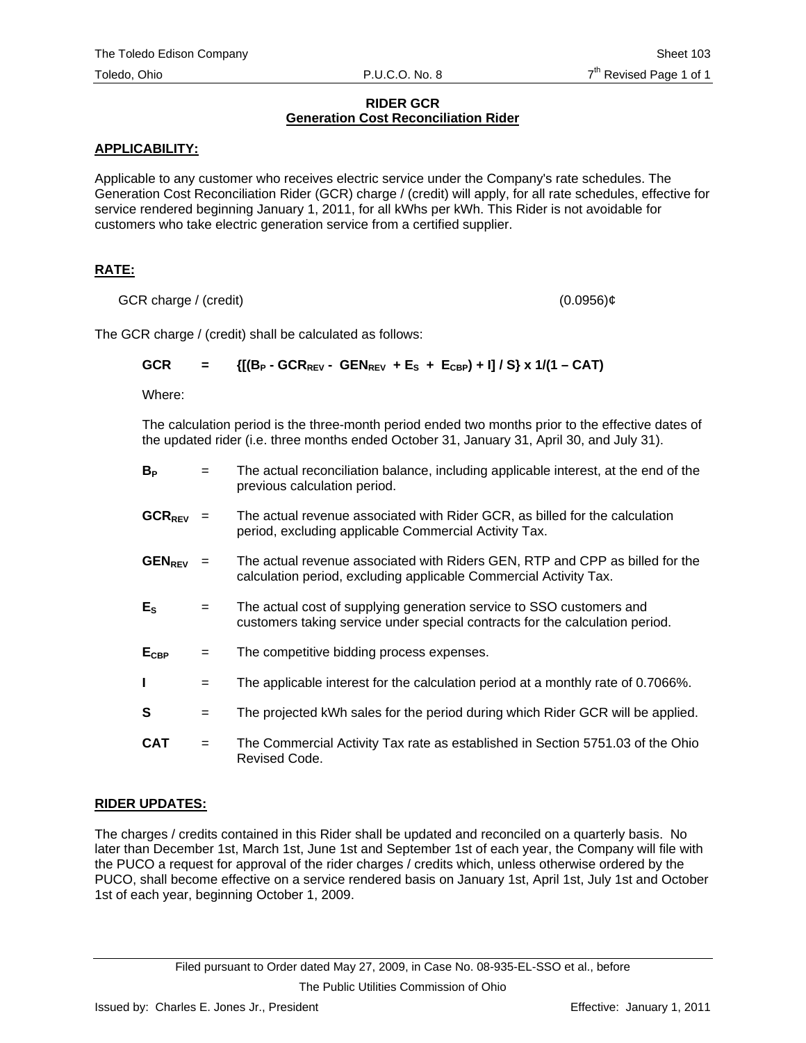The Toledo Edison Company Sheet 103
Toledo, Ohio P.U.C.O. No. 8 7th Revised Page 1 of 1

**RIDER GCR**
**Generation Cost Reconciliation Rider**

**APPLICABILITY:**

Applicable to any customer who receives electric service under the Company's rate schedules. The Generation Cost Reconciliation Rider (GCR) charge / (credit) will apply, for all rate schedules, effective for service rendered beginning January 1, 2011, for all kWhs per kWh. This Rider is not avoidable for customers who take electric generation service from a certified supplier.

**RATE:**

GCR charge / (credit) (0.0956)¢

The GCR charge / (credit) shall be calculated as follows:

$$GCR = \{[(B_P - GCR_{REV} - GEN_{REV} + E_S + E_{CBP}) + I] / S\} \times 1/(1 - CAT)$$

Where:

The calculation period is the three-month period ended two months prior to the effective dates of the updated rider (i.e. three months ended October 31, January 31, April 30, and July 31).

$B_P$ = The actual reconciliation balance, including applicable interest, at the end of the previous calculation period.

$GCR_{REV}$ = The actual revenue associated with Rider GCR, as billed for the calculation period, excluding applicable Commercial Activity Tax.

$GEN_{REV}$ = The actual revenue associated with Riders GEN, RTP and CPP as billed for the calculation period, excluding applicable Commercial Activity Tax.

$E_S$ = The actual cost of supplying generation service to SSO customers and customers taking service under special contracts for the calculation period.

$E_{CBP}$ = The competitive bidding process expenses.

**I** = The applicable interest for the calculation period at a monthly rate of 0.7066%.

**S** = The projected kWh sales for the period during which Rider GCR will be applied.

**CAT** = The Commercial Activity Tax rate as established in Section 5751.03 of the Ohio Revised Code.

**RIDER UPDATES:**

The charges / credits contained in this Rider shall be updated and reconciled on a quarterly basis. No later than December 1st, March 1st, June 1st and September 1st of each year, the Company will file with the PUCO a request for approval of the rider charges / credits which, unless otherwise ordered by the PUCO, shall become effective on a service rendered basis on January 1st, April 1st, July 1st and October 1st of each year, beginning October 1, 2009.

Filed pursuant to Order dated May 27, 2009, in Case No. 08-935-EL-SSO et al., before
The Public Utilities Commission of Ohio

Issued by: Charles E. Jones Jr., President Effective: January 1, 2011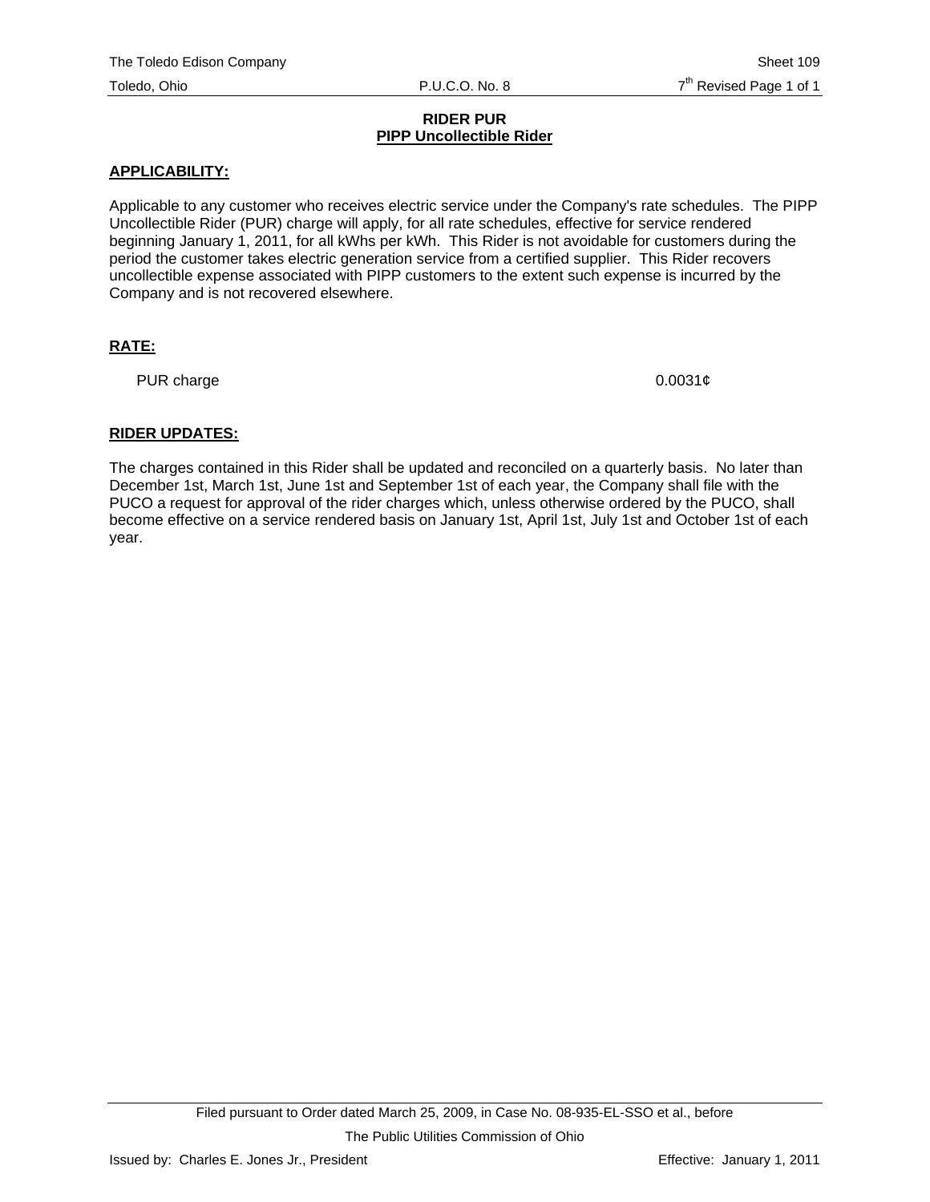# RIDER PUR
## PIPP Uncollectible Rider

**APPLICABILITY:**

Applicable to any customer who receives electric service under the Company's rate schedules. The PIPP Uncollectible Rider (PUR) charge will apply, for all rate schedules, effective for service rendered beginning January 1, 2011, for all kWhs per kWh. This Rider is not avoidable for customers during the period the customer takes electric generation service from a certified supplier. This Rider recovers uncollectible expense associated with PIPP customers to the extent such expense is incurred by the Company and is not recovered elsewhere.

**RATE:**

PUR charge 0.0031¢

**RIDER UPDATES:**

The charges contained in this Rider shall be updated and reconciled on a quarterly basis. No later than December 1st, March 1st, June 1st and September 1st of each year, the Company shall file with the PUCO a request for approval of the rider charges which, unless otherwise ordered by the PUCO, shall become effective on a service rendered basis on January 1st, April 1st, July 1st and October 1st of each year.

Filed pursuant to Order dated March 25, 2009, in Case No. 08-935-EL-SSO et al., before The Public Utilities Commission of Ohio

Issued by: Charles E. Jones Jr., President

Effective: January 1, 2011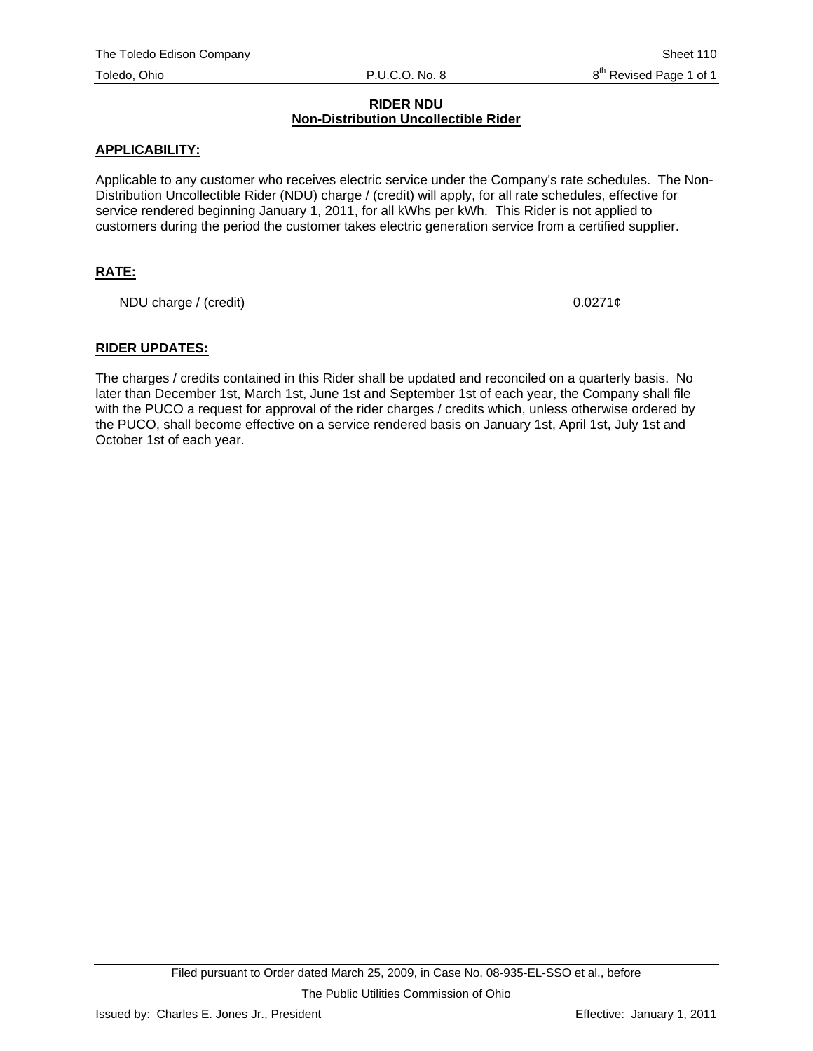## RIDER NDU
## Non-Distribution Uncollectible Rider

**APPLICABILITY:**

Applicable to any customer who receives electric service under the Company's rate schedules. The Non-Distribution Uncollectible Rider (NDU) charge / (credit) will apply, for all rate schedules, effective for service rendered beginning January 1, 2011, for all kWhs per kWh. This Rider is not applied to customers during the period the customer takes electric generation service from a certified supplier.

**RATE:**

| | |
|---|---|
| NDU charge / (credit) | 0.0271¢ |

**RIDER UPDATES:**

The charges / credits contained in this Rider shall be updated and reconciled on a quarterly basis. No later than December 1st, March 1st, June 1st and September 1st of each year, the Company shall file with the PUCO a request for approval of the rider charges / credits which, unless otherwise ordered by the PUCO, shall become effective on a service rendered basis on January 1st, April 1st, July 1st and October 1st of each year.

Filed pursuant to Order dated March 25, 2009, in Case No. 08-935-EL-SSO et al., before The Public Utilities Commission of Ohio

Issued by: Charles E. Jones Jr., President

Effective: January 1, 2011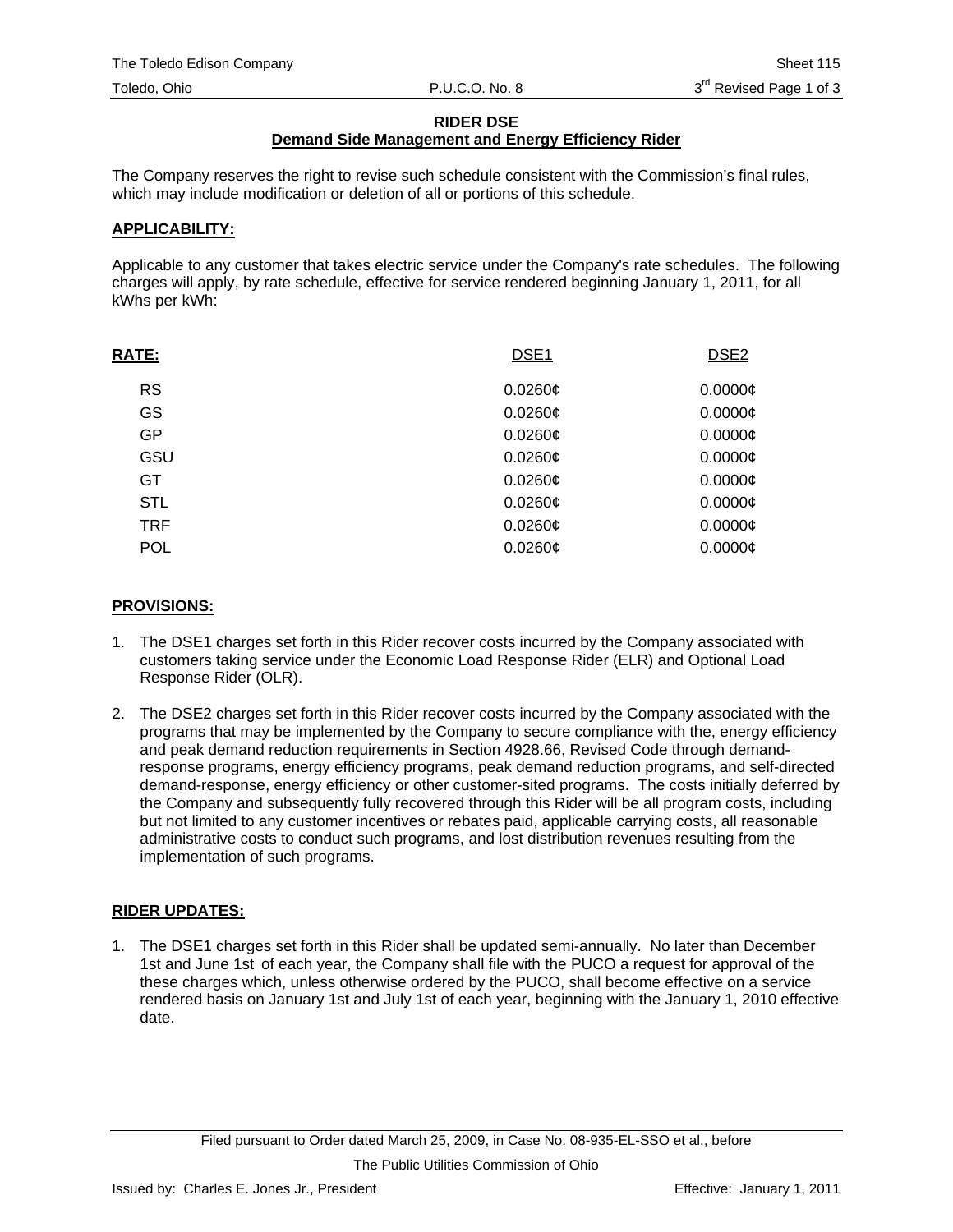**RIDER DSE**
**Demand Side Management and Energy Efficiency Rider**

The Company reserves the right to revise such schedule consistent with the Commission's final rules, which may include modification or deletion of all or portions of this schedule.

**APPLICABILITY:**

Applicable to any customer that takes electric service under the Company's rate schedules. The following charges will apply, by rate schedule, effective for service rendered beginning January 1, 2011, for all kWhs per kWh:

| RATE: | DSE1 | DSE2 |
|---|---|---|
| RS | 0.0260¢ | 0.0000¢ |
| GS | 0.0260¢ | 0.0000¢ |
| GP | 0.0260¢ | 0.0000¢ |
| GSU | 0.0260¢ | 0.0000¢ |
| GT | 0.0260¢ | 0.0000¢ |
| STL | 0.0260¢ | 0.0000¢ |
| TRF | 0.0260¢ | 0.0000¢ |
| POL | 0.0260¢ | 0.0000¢ |

**PROVISIONS:**

1. The DSE1 charges set forth in this Rider recover costs incurred by the Company associated with customers taking service under the Economic Load Response Rider (ELR) and Optional Load Response Rider (OLR).

2. The DSE2 charges set forth in this Rider recover costs incurred by the Company associated with the programs that may be implemented by the Company to secure compliance with the, energy efficiency and peak demand reduction requirements in Section 4928.66, Revised Code through demand-response programs, energy efficiency programs, peak demand reduction programs, and self-directed demand-response, energy efficiency or other customer-sited programs. The costs initially deferred by the Company and subsequently fully recovered through this Rider will be all program costs, including but not limited to any customer incentives or rebates paid, applicable carrying costs, all reasonable administrative costs to conduct such programs, and lost distribution revenues resulting from the implementation of such programs.

**RIDER UPDATES:**

1. The DSE1 charges set forth in this Rider shall be updated semi-annually. No later than December 1st and June 1st of each year, the Company shall file with the PUCO a request for approval of the these charges which, unless otherwise ordered by the PUCO, shall become effective on a service rendered basis on January 1st and July 1st of each year, beginning with the January 1, 2010 effective date.

Filed pursuant to Order dated March 25, 2009, in Case No. 08-935-EL-SSO et al., before The Public Utilities Commission of Ohio

Issued by: Charles E. Jones Jr., President

Effective: January 1, 2011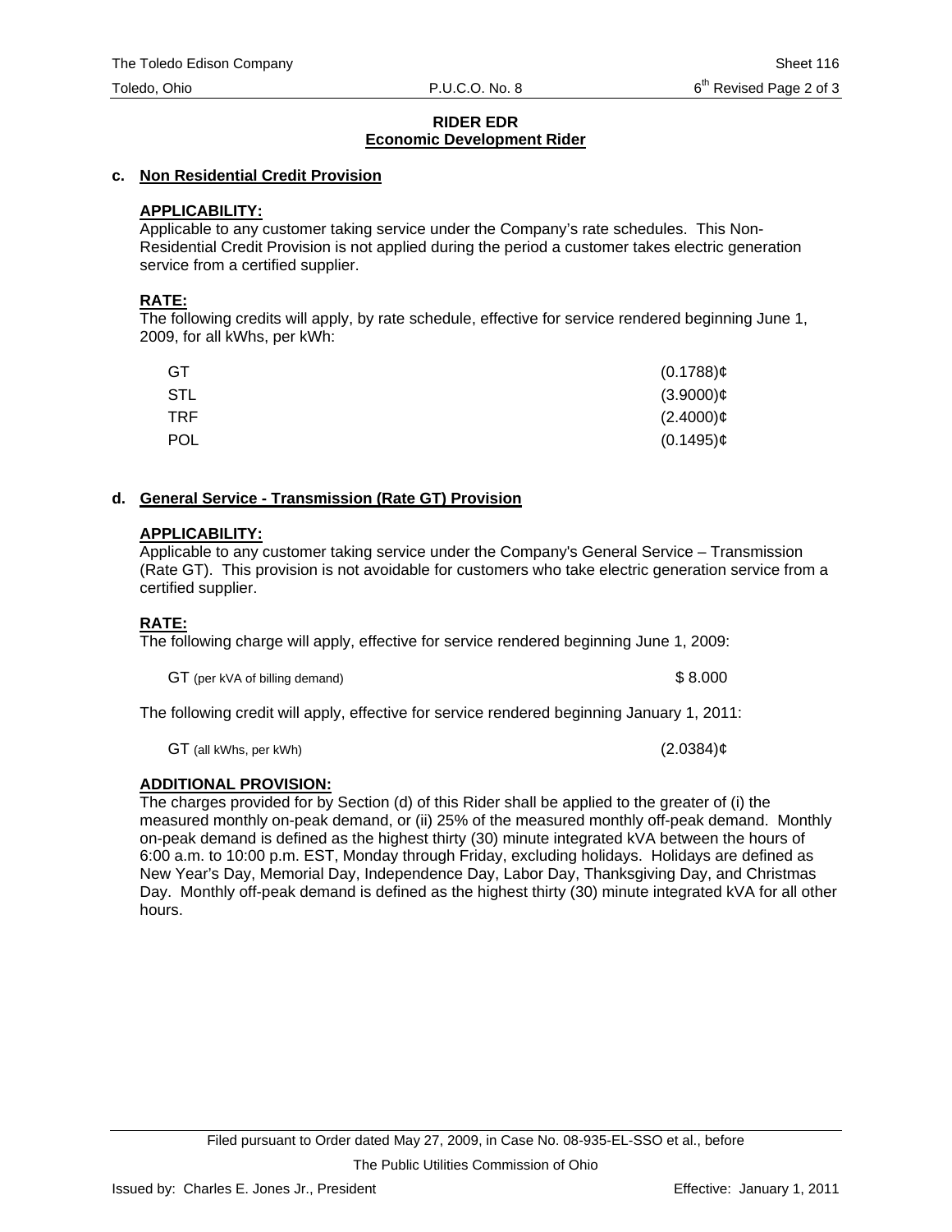**RIDER EDR**
**Economic Development Rider**

### c. Non Residential Credit Provision

**APPLICABILITY:**
Applicable to any customer taking service under the Company's rate schedules. This Non-Residential Credit Provision is not applied during the period a customer takes electric generation service from a certified supplier.

**RATE:**
The following credits will apply, by rate schedule, effective for service rendered beginning June 1, 2009, for all kWhs, per kWh:

| | |
|---|---|
| GT | (0.1788)¢ |
| STL | (3.9000)¢ |
| TRF | (2.4000)¢ |
| POL | (0.1495)¢ |

### d. General Service - Transmission (Rate GT) Provision

**APPLICABILITY:**
Applicable to any customer taking service under the Company's General Service – Transmission (Rate GT). This provision is not avoidable for customers who take electric generation service from a certified supplier.

**RATE:**
The following charge will apply, effective for service rendered beginning June 1, 2009:

| | |
|---|---|
| GT (per kVA of billing demand) | $ 8.000 |

The following credit will apply, effective for service rendered beginning January 1, 2011:

| | |
|---|---|
| GT (all kWhs, per kWh) | (2.0384)¢ |

**ADDITIONAL PROVISION:**
The charges provided for by Section (d) of this Rider shall be applied to the greater of (i) the measured monthly on-peak demand, or (ii) 25% of the measured monthly off-peak demand. Monthly on-peak demand is defined as the highest thirty (30) minute integrated kVA between the hours of 6:00 a.m. to 10:00 p.m. EST, Monday through Friday, excluding holidays. Holidays are defined as New Year's Day, Memorial Day, Independence Day, Labor Day, Thanksgiving Day, and Christmas Day. Monthly off-peak demand is defined as the highest thirty (30) minute integrated kVA for all other hours.

Filed pursuant to Order dated May 27, 2009, in Case No. 08-935-EL-SSO et al., before The Public Utilities Commission of Ohio

Issued by: Charles E. Jones Jr., President

Effective: January 1, 2011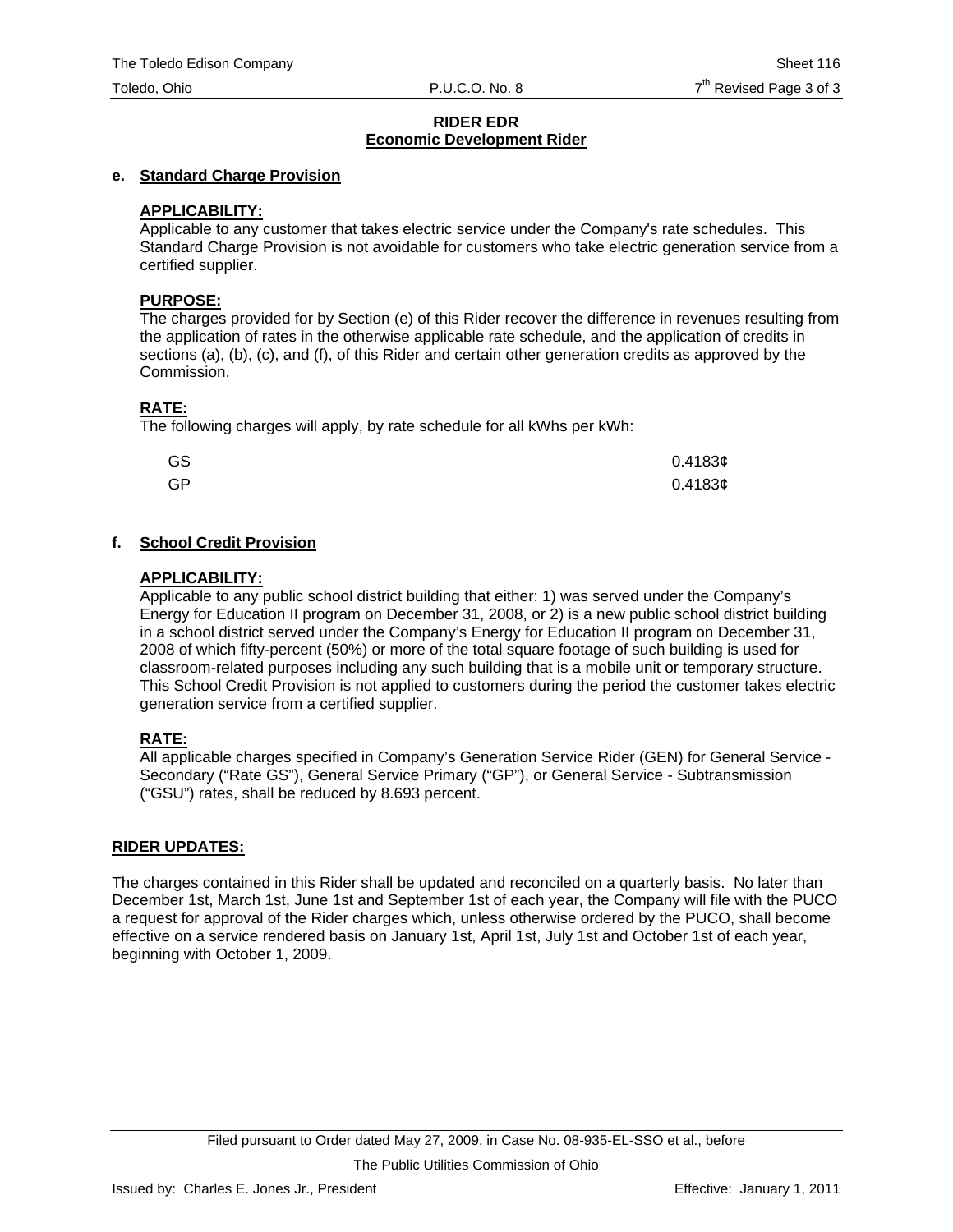## RIDER EDR
## Economic Development Rider

### e. Standard Charge Provision

**APPLICABILITY:**
Applicable to any customer that takes electric service under the Company's rate schedules. This Standard Charge Provision is not avoidable for customers who take electric generation service from a certified supplier.

**PURPOSE:**
The charges provided for by Section (e) of this Rider recover the difference in revenues resulting from the application of rates in the otherwise applicable rate schedule, and the application of credits in sections (a), (b), (c), and (f), of this Rider and certain other generation credits as approved by the Commission.

**RATE:**
The following charges will apply, by rate schedule for all kWhs per kWh:

| | |
|---|---|
| GS | 0.4183¢ |
| GP | 0.4183¢ |

### f. School Credit Provision

**APPLICABILITY:**
Applicable to any public school district building that either: 1) was served under the Company's Energy for Education II program on December 31, 2008, or 2) is a new public school district building in a school district served under the Company's Energy for Education II program on December 31, 2008 of which fifty-percent (50%) or more of the total square footage of such building is used for classroom-related purposes including any such building that is a mobile unit or temporary structure. This School Credit Provision is not applied to customers during the period the customer takes electric generation service from a certified supplier.

**RATE:**
All applicable charges specified in Company's Generation Service Rider (GEN) for General Service - Secondary ("Rate GS"), General Service Primary ("GP"), or General Service - Subtransmission ("GSU") rates, shall be reduced by 8.693 percent.

**RIDER UPDATES:**

The charges contained in this Rider shall be updated and reconciled on a quarterly basis. No later than December 1st, March 1st, June 1st and September 1st of each year, the Company will file with the PUCO a request for approval of the Rider charges which, unless otherwise ordered by the PUCO, shall become effective on a service rendered basis on January 1st, April 1st, July 1st and October 1st of each year, beginning with October 1, 2009.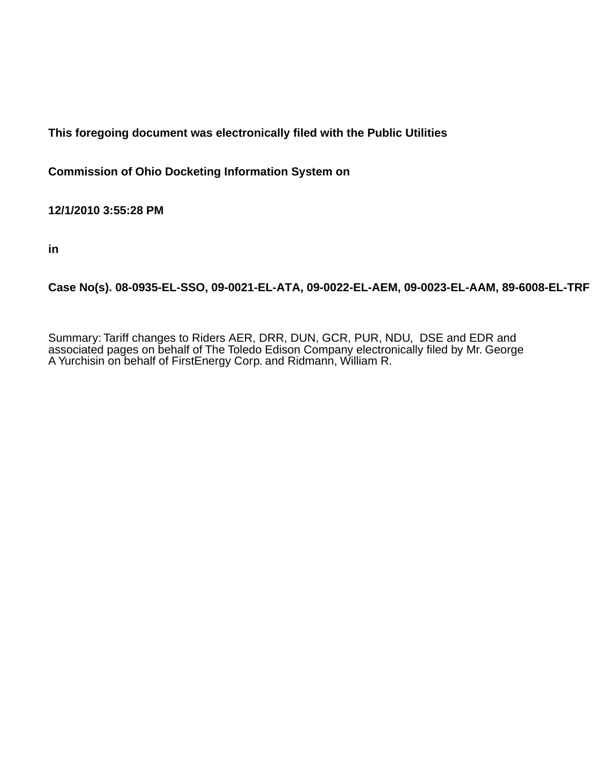**This foregoing document was electronically filed with the Public Utilities**

**Commission of Ohio Docketing Information System on**

**12/1/2010 3:55:28 PM**

**in**

**Case No(s). 08-0935-EL-SSO, 09-0021-EL-ATA, 09-0022-EL-AEM, 09-0023-EL-AAM, 89-6008-EL-TRF**

Summary: Tariff changes to Riders AER, DRR, DUN, GCR, PUR, NDU, DSE and EDR and associated pages on behalf of The Toledo Edison Company electronically filed by Mr. George A Yurchisin on behalf of FirstEnergy Corp. and Ridmann, William R.